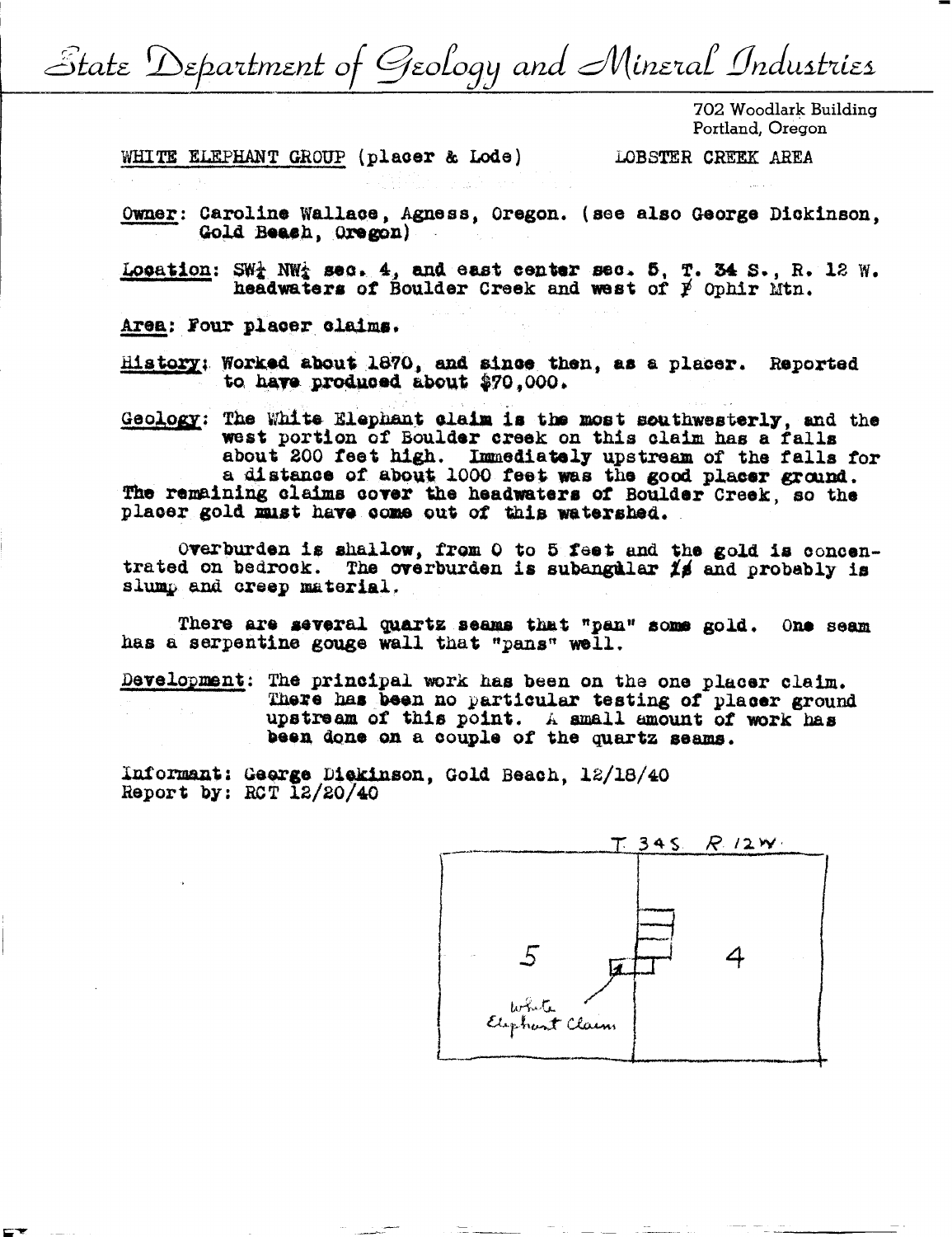# State Department of Geology and Mineral Industries

702 Woodlark Building
Portland, Oregon

WHITE ELEPHANT GROUP (placer & Lode) LOBSTER CREEK AREA

Owner: Caroline Wallace, Agness, Oregon. (see also George Dickinson, Gold Beach, Oregon)

Location: SW¼ NW¼ sec. 4, and east center sec. 5, T. 34 S., R. 12 W. headwaters of Boulder Creek and west of Ophir Mtn.

Area: Four placer claims.

History: Worked about 1870, and since then, as a placer. Reported to have produced about $70,000.

Geology: The White Elephant claim is the most southwesterly, and the west portion of Boulder creek on this claim has a falls about 200 feet high. Immediately upstream of the falls for a distance of about 1000 feet was the good placer ground. The remaining claims cover the headwaters of Boulder Creek, so the placer gold must have come out of this watershed.

Overburden is shallow, from 0 to 5 feet and the gold is concentrated on bedrock. The overburden is subangular and probably is slump and creep material.

There are several quartz seams that "pan" some gold. One seam has a serpentine gouge wall that "pans" well.

Development: The principal work has been on the one placer claim. There has been no particular testing of placer ground upstream of this point. A small amount of work has been done on a couple of the quartz seams.

Informant: George Dickinson, Gold Beach, 12/18/40
Report by: RCT 12/20/40

T 34 S R 12 W

5 4

White Elephant Claim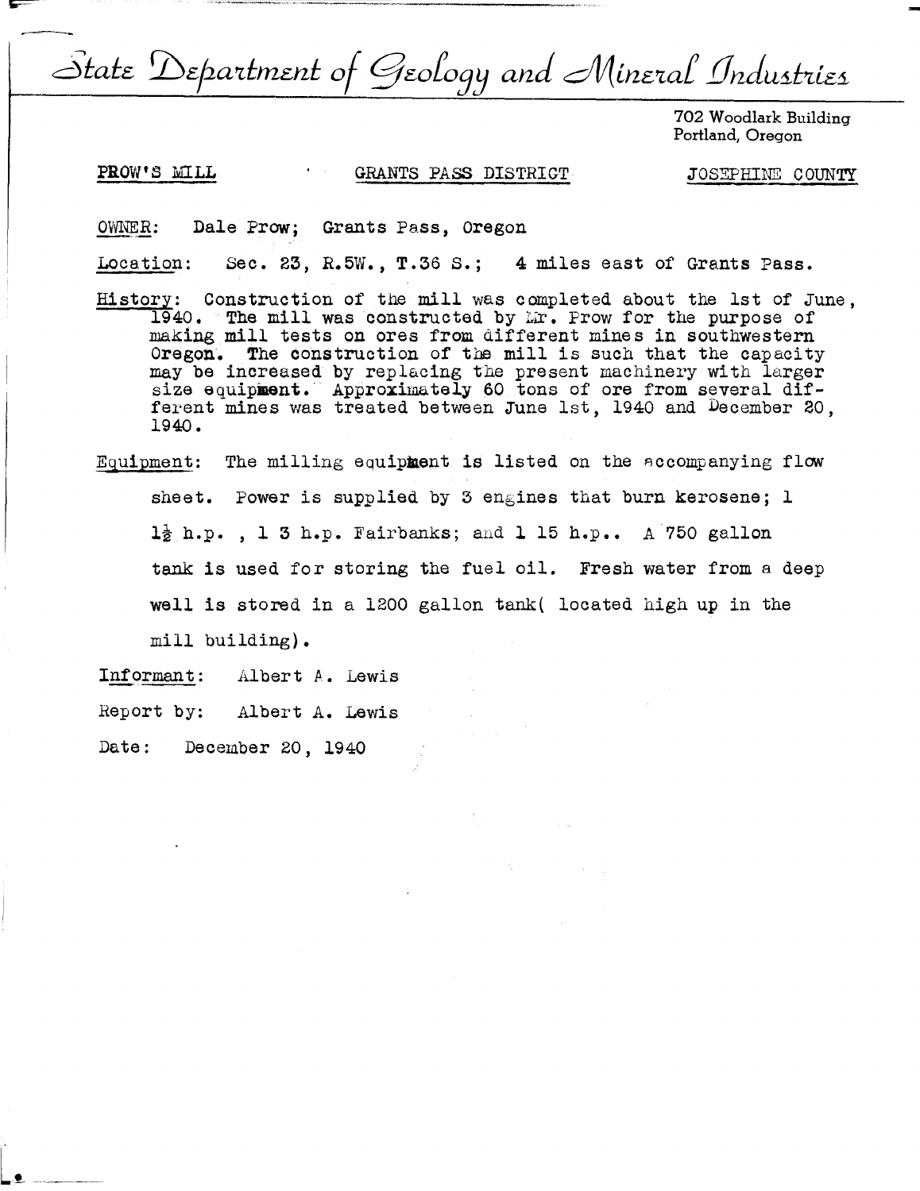# State Department of Geology and Mineral Industries

702 Woodlark Building
Portland, Oregon

PROW'S MILL — GRANTS PASS DISTRICT — JOSEPHINE COUNTY

OWNER: Dale Prow; Grants Pass, Oregon

Location: Sec. 23, R.5W., T.36 S.; 4 miles east of Grants Pass.

History: Construction of the mill was completed about the 1st of June, 1940. The mill was constructed by Mr. Prow for the purpose of making mill tests on ores from different mines in southwestern Oregon. The construction of the mill is such that the capacity may be increased by replacing the present machinery with larger size equipment. Approximately 60 tons of ore from several different mines was treated between June 1st, 1940 and December 20, 1940.

Equipment: The milling equipment is listed on the accompanying flow sheet. Power is supplied by 3 engines that burn kerosene; 1 1½ h.p., 1 3 h.p. Fairbanks; and 1 15 h.p.. A 750 gallon tank is used for storing the fuel oil. Fresh water from a deep well is stored in a 1200 gallon tank( located high up in the mill building).

Informant: Albert A. Lewis

Report by: Albert A. Lewis

Date: December 20, 1940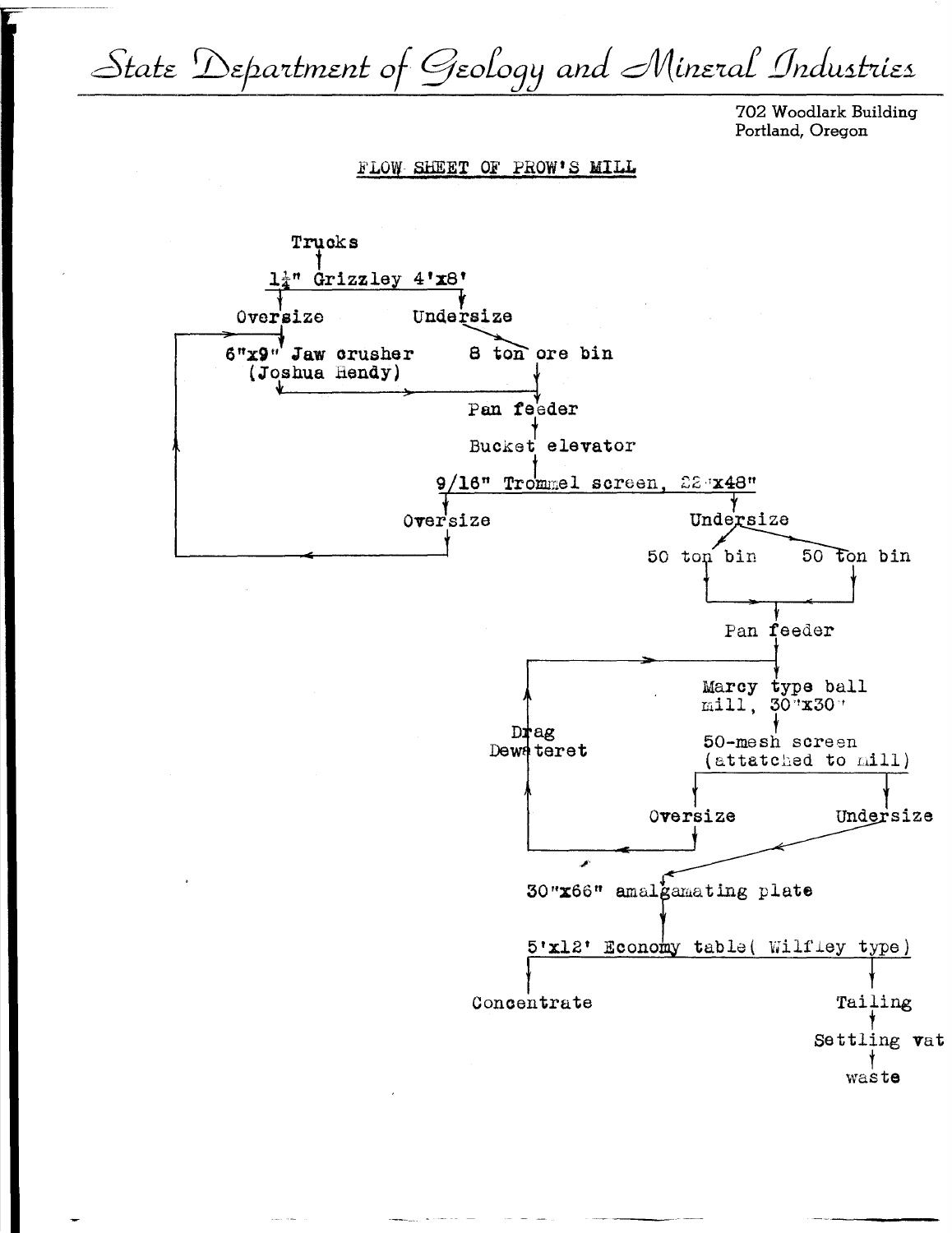State Department of Geology and Mineral Industries

702 Woodlark Building
Portland, Oregon

## FLOW SHEET OF PROW'S MILL

```
Trucks
  ↓
1¼" Grizzley 4'x8'
  ├── Oversize → 6"x9" Jaw crusher (Joshua Hendy) ──┐
  └── Undersize → 8 ton ore bin ─────────────────────┤
                                                     ↓
                                                Pan feeder
                                                     ↓
                                              Bucket elevator
                                                     ↓
                                 9/16" Trommel screen, 22"x48"
  ├── Oversize → (returned to Jaw crusher)
  └── Undersize → 50 ton bin / 50 ton bin
                        ↓
                   Pan feeder
                        ↓
          Marcy type ball mill, 30"x30"   ← Drag Dewateret
                        ↓
          50-mesh screen (attatched to mill)
  ├── Oversize → Drag Dewateret → (returned to ball mill)
  └── Undersize
                        ↓
          30"x66" amalgamating plate
                        ↓
          5'x12' Economy table( Wilfley type)
  ├── Concentrate
  └── Tailing
          ↓
      Settling vat
          ↓
        waste
```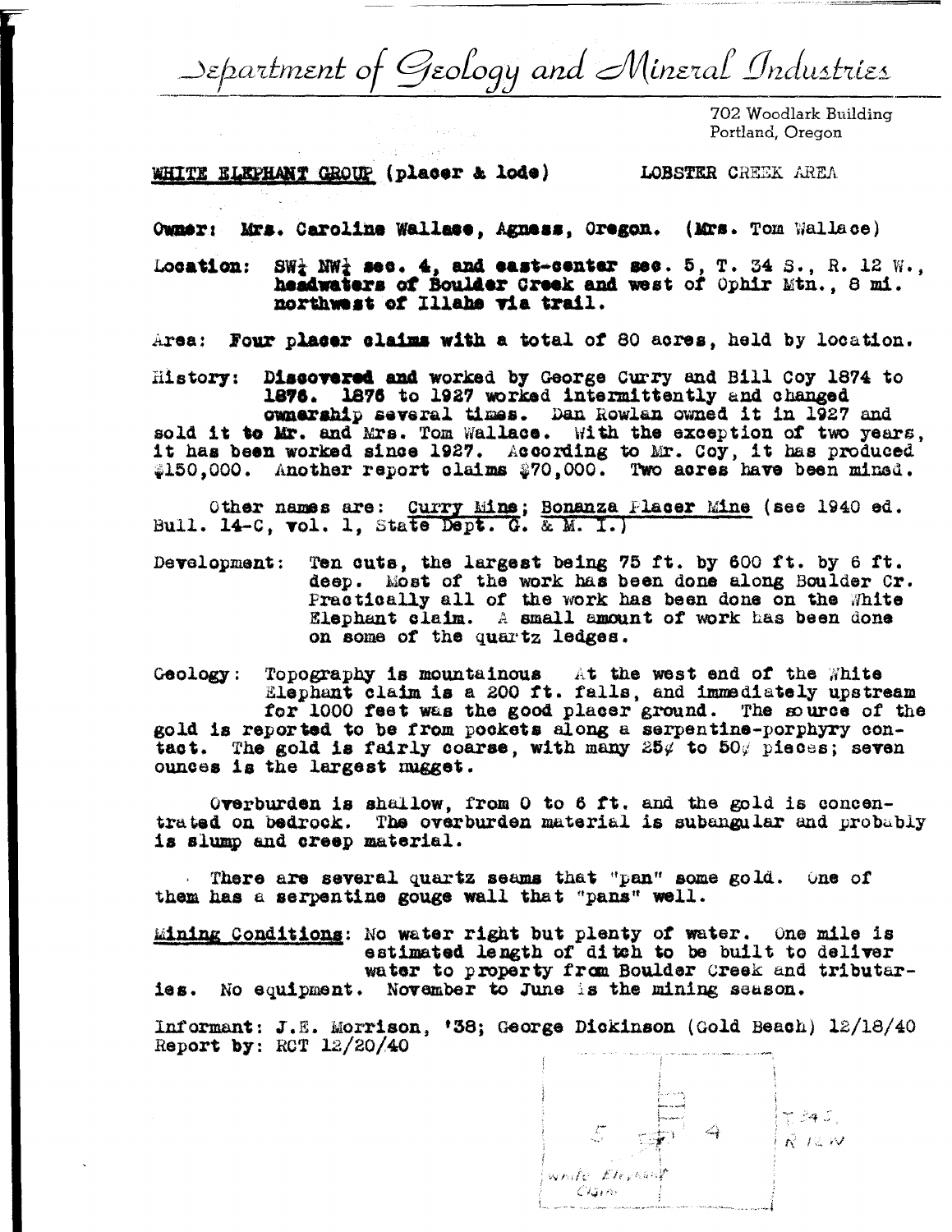# Department of Geology and Mineral Industries

702 Woodlark Building
Portland, Oregon

**WHITE ELEPHANT GROUP (placer & lode)** LOBSTER CREEK AREA

**Owner:** Mrs. Caroline Wallace, Agness, Oregon. (Mrs. Tom Wallace)

**Location:** SW¼ NW¼ sec. 4, and east-center sec. 5, T. 34 S., R. 12 W., headwaters of Boulder Creek and west of Ophir Mtn., 8 mi. northwest of Illahe via trail.

**Area:** Four placer claims with a total of 80 acres, held by location.

**History:** Discovered and worked by George Curry and Bill Coy 1874 to 1876. 1876 to 1927 worked intermittently and changed ownership several times. Dan Rowlan owned it in 1927 and sold it to Mr. and Mrs. Tom Wallace. With the exception of two years, it has been worked since 1927. According to Mr. Coy, it has produced $150,000. Another report claims $70,000. Two acres have been mined.

Other names are: <u>Curry Mine</u>; <u>Bonanza Placer Mine</u> (see 1940 ed. Bull. 14-C, vol. 1, State Dept. G. & M. I.)

**Development:** Ten cuts, the largest being 75 ft. by 600 ft. by 6 ft. deep. Most of the work has been done along Boulder Cr. Practically all of the work has been done on the White Elephant claim. A small amount of work has been done on some of the quartz ledges.

**Geology:** Topography is mountainous At the west end of the White Elephant claim is a 200 ft. falls, and immediately upstream for 1000 feet was the good placer ground. The source of the gold is reported to be from pockets along a serpentine-porphyry contact. The gold is fairly coarse, with many 25¢ to 50¢ pieces; seven ounces is the largest nugget.

Overburden is shallow, from 0 to 6 ft. and the gold is concentrated on bedrock. The overburden material is subangular and probably is slump and creep material.

There are several quartz seams that "pan" some gold. One of them has a serpentine gouge wall that "pans" well.

**Mining Conditions:** No water right but plenty of water. One mile is estimated length of ditch to be built to deliver water to property from Boulder Creek and tributaries. No equipment. November to June is the mining season.

Informant: J.E. Morrison, '38; George Dickinson (Gold Beach) 12/18/40
Report by: RCT 12/20/40

5 4 T 34 S, R 12 W
White Elephant Claim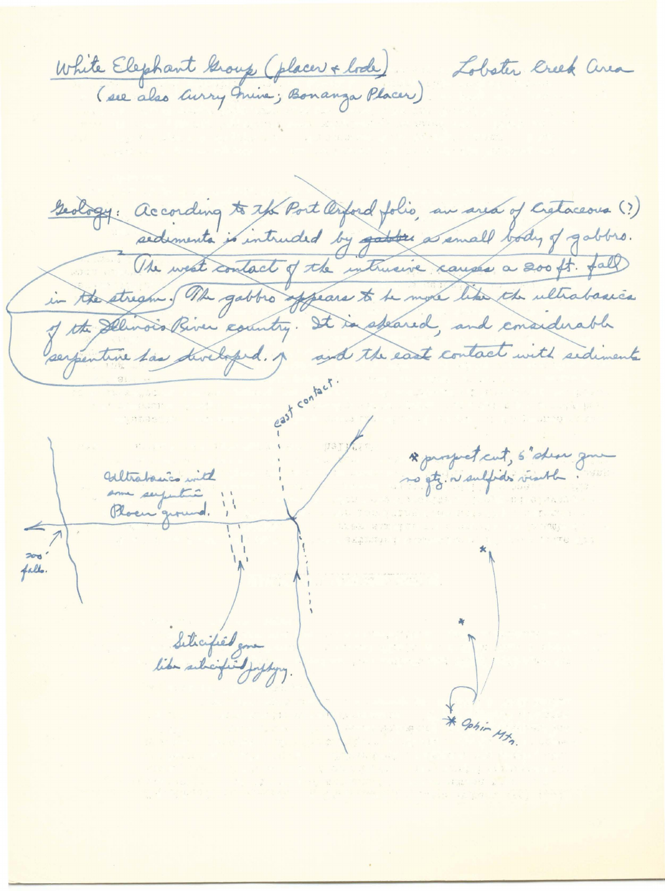White Elephant Group (placer & lode) — Lobster Creek Area

(see also Curry Mine; Bonanza Placer)

~~Geology: According to the Port Orford folio, an area of Cretaceous (?) sediments is intruded by ~~gabbro~~ a small body of gabbro.~~ ~~The west contact of the intrusive causes a 200 ft. fall in the stream. The gabbro appears to be more like the ultrabasics of the Illinois River country. It is sheared, and considerable serpentine has developed.~~ ^ and the east contact with sediments

east contact.

\* prospect cut, 6" shear zone no qtz. or sulfids visible.

Ultrabasics with some serpentine Placer ground.

200' falls.

Silicified zone like silicified jasper.

\* Ophir Mtn.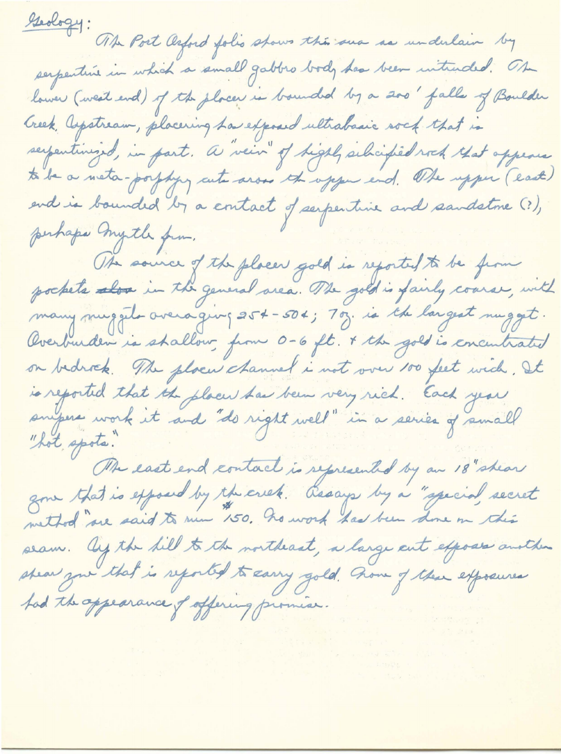Geology:

The Port Orford folio shows this area as underlain by serpentine in which a small gabbro body has been intruded. The lower (west end) of the placer is bounded by a 200' falls of Boulder Creek. Upstream, placering has exposed ultrabasic rock that is serpentinized, in part. A "vein" of highly silicified rock that appears to be a meta-porphyry cuts across the upper end. The upper (east) end is bounded by a contact of serpentine and sandstone (?), perhaps Myrtle fm.

The source of the placer gold is reported to be from pockets ~~also~~ in the general area. The gold is fairly coarse, with many nuggets averaging 25¢-50¢; 7 oz. is the largest nugget. Overburden is shallow, from 0-6 ft. & the gold is concentrated on bedrock. The placer channel is not over 100 feet wide. It is reported that the placer has been very rich. Each year snipers work it and "do right well" in a series of small "hot spots."

The east end contact is represented by an 18" shear zone that is exposed by the creek. Assays by a "special, secret method" are said to run #150. No work has been done on this seam. Up the hill to the northeast, a large cut exposes another shear zone that is reported to carry gold. None of these exposures had the appearance of offering promise.